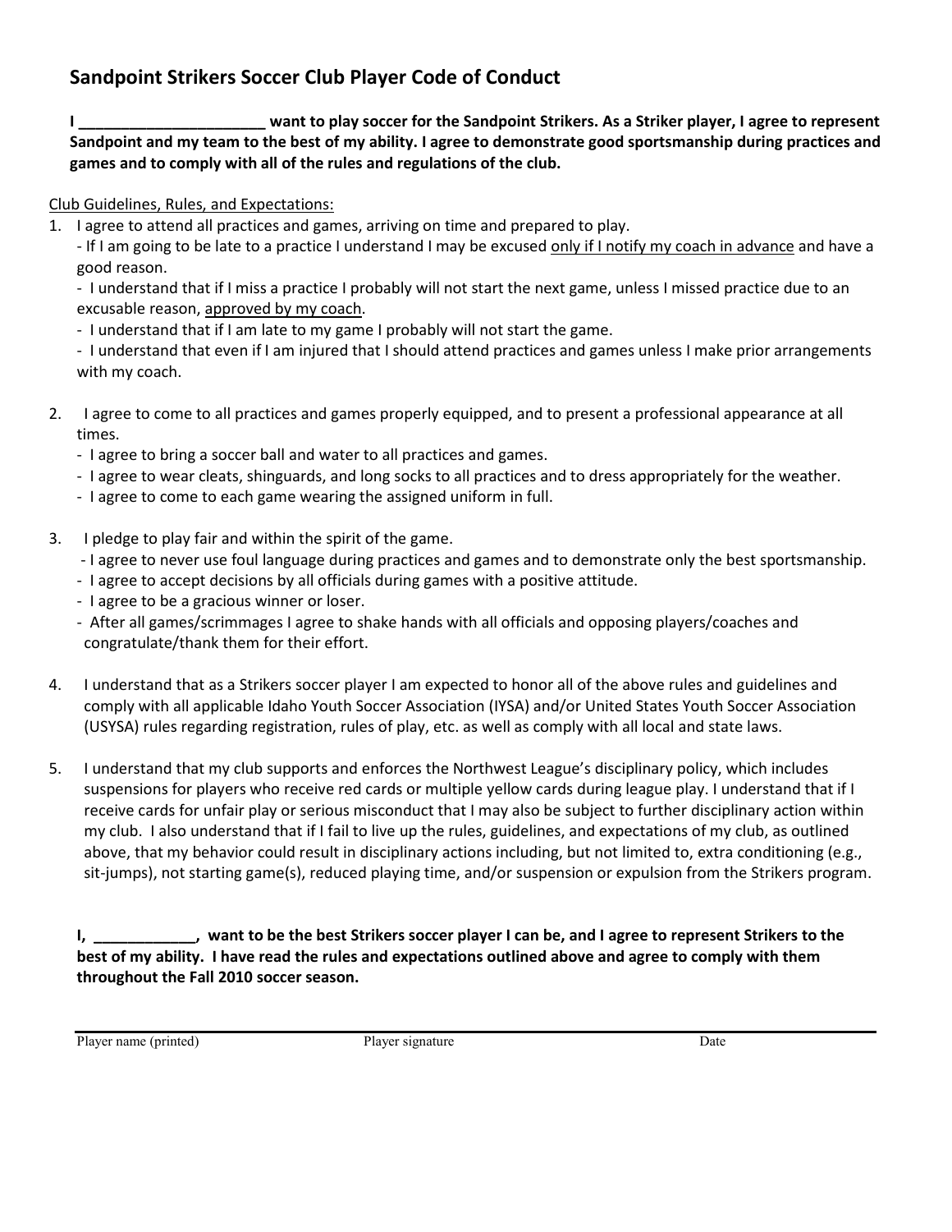# Sandpoint Strikers Soccer Club Player Code of Conduct

**I ______________________ want to play soccer for the Sandpoint Strikers. As a Striker player, I agree to represent Sandpoint and my team to the best of my ability. I agree to demonstrate good sportsmanship during practices and games and to comply with all of the rules and regulations of the club.**

<u>Club Guidelines, Rules, and Expectations:</u>

1. I agree to attend all practices and games, arriving on time and prepared to play.
   - If I am going to be late to a practice I understand I may be excused <u>only if I notify my coach in advance</u> and have a good reason.
   - I understand that if I miss a practice I probably will not start the next game, unless I missed practice due to an excusable reason, <u>approved by my coach</u>.
   - I understand that if I am late to my game I probably will not start the game.
   - I understand that even if I am injured that I should attend practices and games unless I make prior arrangements with my coach.

2. I agree to come to all practices and games properly equipped, and to present a professional appearance at all times.
   - I agree to bring a soccer ball and water to all practices and games.
   - I agree to wear cleats, shinguards, and long socks to all practices and to dress appropriately for the weather.
   - I agree to come to each game wearing the assigned uniform in full.

3. I pledge to play fair and within the spirit of the game.
   - I agree to never use foul language during practices and games and to demonstrate only the best sportsmanship.
   - I agree to accept decisions by all officials during games with a positive attitude.
   - I agree to be a gracious winner or loser.
   - After all games/scrimmages I agree to shake hands with all officials and opposing players/coaches and congratulate/thank them for their effort.

4. I understand that as a Strikers soccer player I am expected to honor all of the above rules and guidelines and comply with all applicable Idaho Youth Soccer Association (IYSA) and/or United States Youth Soccer Association (USYSA) rules regarding registration, rules of play, etc. as well as comply with all local and state laws.

5. I understand that my club supports and enforces the Northwest League's disciplinary policy, which includes suspensions for players who receive red cards or multiple yellow cards during league play. I understand that if I receive cards for unfair play or serious misconduct that I may also be subject to further disciplinary action within my club. I also understand that if I fail to live up the rules, guidelines, and expectations of my club, as outlined above, that my behavior could result in disciplinary actions including, but not limited to, extra conditioning (e.g., sit-jumps), not starting game(s), reduced playing time, and/or suspension or expulsion from the Strikers program.

**I, ____________, want to be the best Strikers soccer player I can be, and I agree to represent Strikers to the best of my ability. I have read the rules and expectations outlined above and agree to comply with them throughout the Fall 2010 soccer season.**

Player name (printed) Player signature Date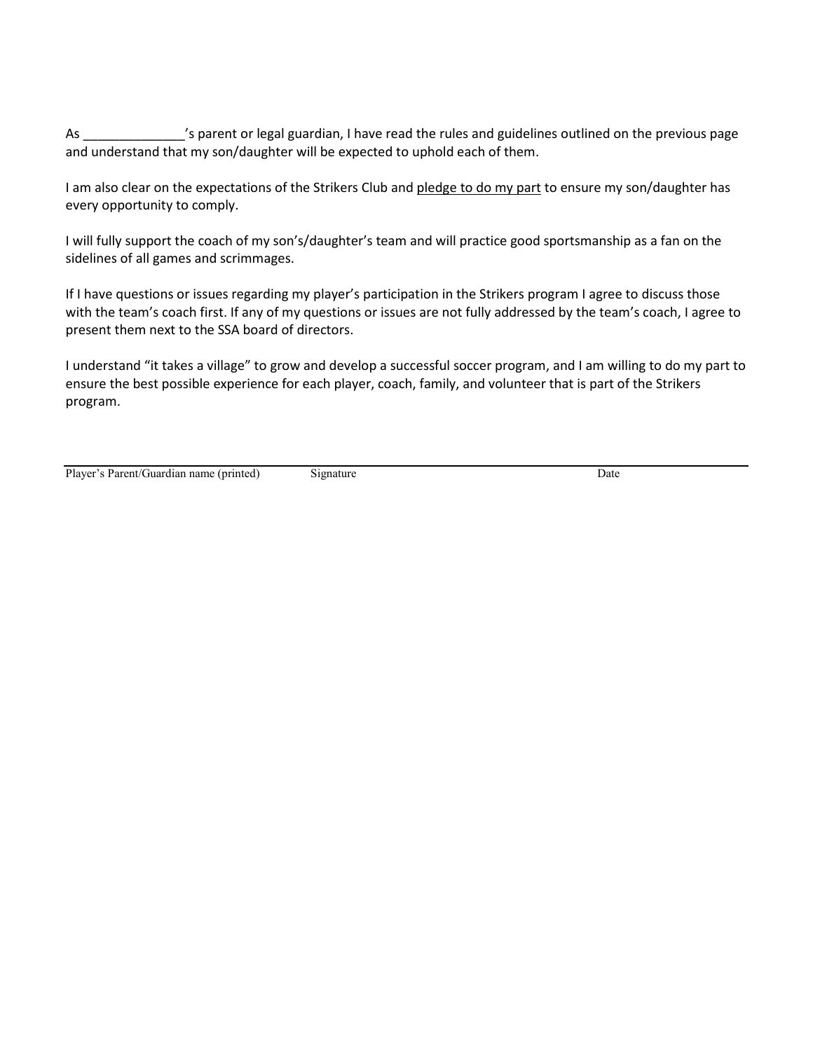As ______________'s parent or legal guardian, I have read the rules and guidelines outlined on the previous page and understand that my son/daughter will be expected to uphold each of them.

I am also clear on the expectations of the Strikers Club and <u>pledge to do my part</u> to ensure my son/daughter has every opportunity to comply.

I will fully support the coach of my son's/daughter's team and will practice good sportsmanship as a fan on the sidelines of all games and scrimmages.

If I have questions or issues regarding my player's participation in the Strikers program I agree to discuss those with the team's coach first. If any of my questions or issues are not fully addressed by the team's coach, I agree to present them next to the SSA board of directors.

I understand "it takes a village" to grow and develop a successful soccer program, and I am willing to do my part to ensure the best possible experience for each player, coach, family, and volunteer that is part of the Strikers program.

______________________________________________________________________________________

Player's Parent/Guardian name (printed) Signature Date